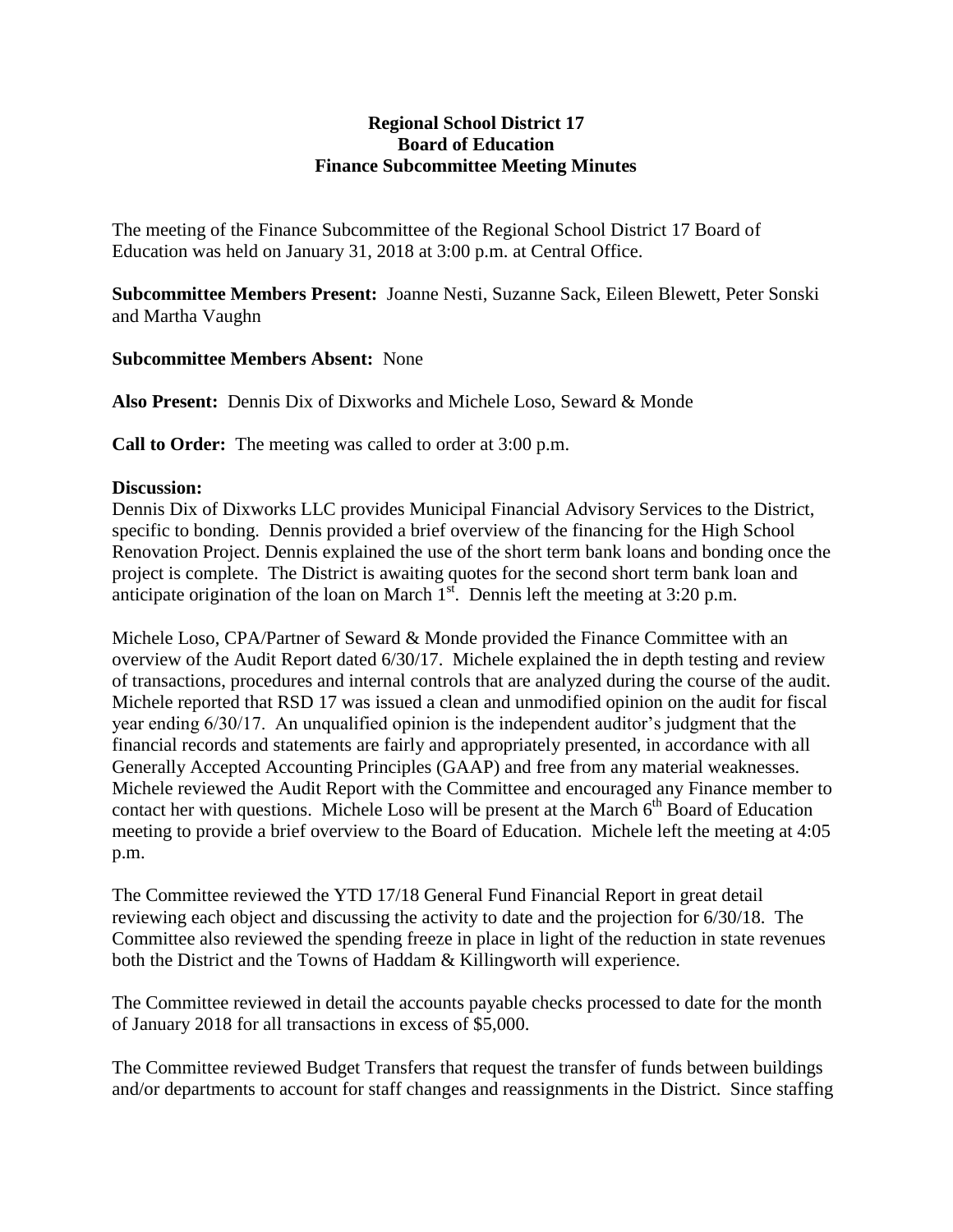# Regional School District 17
## Board of Education
## Finance Subcommittee Meeting Minutes

The meeting of the Finance Subcommittee of the Regional School District 17 Board of Education was held on January 31, 2018 at 3:00 p.m. at Central Office.

**Subcommittee Members Present:** Joanne Nesti, Suzanne Sack, Eileen Blewett, Peter Sonski and Martha Vaughn

**Subcommittee Members Absent:** None

**Also Present:** Dennis Dix of Dixworks and Michele Loso, Seward & Monde

**Call to Order:** The meeting was called to order at 3:00 p.m.

**Discussion:**

Dennis Dix of Dixworks LLC provides Municipal Financial Advisory Services to the District, specific to bonding. Dennis provided a brief overview of the financing for the High School Renovation Project. Dennis explained the use of the short term bank loans and bonding once the project is complete. The District is awaiting quotes for the second short term bank loan and anticipate origination of the loan on March 1st. Dennis left the meeting at 3:20 p.m.

Michele Loso, CPA/Partner of Seward & Monde provided the Finance Committee with an overview of the Audit Report dated 6/30/17. Michele explained the in depth testing and review of transactions, procedures and internal controls that are analyzed during the course of the audit. Michele reported that RSD 17 was issued a clean and unmodified opinion on the audit for fiscal year ending 6/30/17. An unqualified opinion is the independent auditor's judgment that the financial records and statements are fairly and appropriately presented, in accordance with all Generally Accepted Accounting Principles (GAAP) and free from any material weaknesses. Michele reviewed the Audit Report with the Committee and encouraged any Finance member to contact her with questions. Michele Loso will be present at the March 6th Board of Education meeting to provide a brief overview to the Board of Education. Michele left the meeting at 4:05 p.m.

The Committee reviewed the YTD 17/18 General Fund Financial Report in great detail reviewing each object and discussing the activity to date and the projection for 6/30/18. The Committee also reviewed the spending freeze in place in light of the reduction in state revenues both the District and the Towns of Haddam & Killingworth will experience.

The Committee reviewed in detail the accounts payable checks processed to date for the month of January 2018 for all transactions in excess of $5,000.

The Committee reviewed Budget Transfers that request the transfer of funds between buildings and/or departments to account for staff changes and reassignments in the District. Since staffing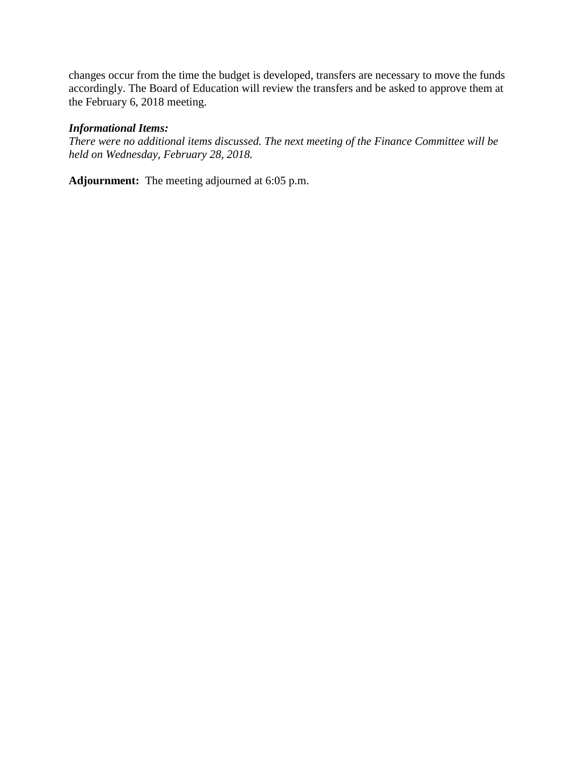changes occur from the time the budget is developed, transfers are necessary to move the funds accordingly. The Board of Education will review the transfers and be asked to approve them at the February 6, 2018 meeting.

***Informational Items:***
*There were no additional items discussed. The next meeting of the Finance Committee will be held on Wednesday, February 28, 2018.*

**Adjournment:** The meeting adjourned at 6:05 p.m.